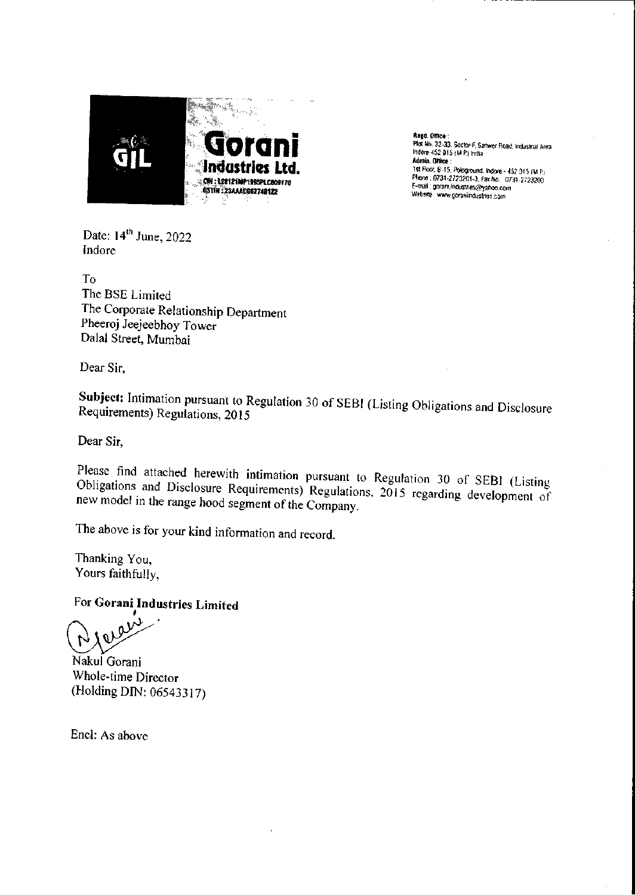**Gorani Industries Ltd.**
CIN : L28121MP1995PLC009170
GSTIN : 23AAACG6274B1Z2

**Regd. Office :**
Plot No. 32-33, Sector-F, Sanwer Road, Industrial Area Indore-452 015 (M.P.) India
**Admin. Office :**
1st Floor, B-15, Pologround, Indore - 452 015 (M.P.)
Phone : 0731-2723201-3, Fax No. 0731-2723200
E-mail : gorani.industries@yahoo.com
Website : www.goraniindustries.com

Date: 14th June, 2022
Indore

To
The BSE Limited
The Corporate Relationship Department
Pheeroj Jeejeebhoy Tower
Dalal Street, Mumbai

Dear Sir,

**Subject:** Intimation pursuant to Regulation 30 of SEBI (Listing Obligations and Disclosure Requirements) Regulations, 2015

Dear Sir,

Please find attached herewith intimation pursuant to Regulation 30 of SEBI (Listing Obligations and Disclosure Requirements) Regulations, 2015 regarding development of new model in the range hood segment of the Company.

The above is for your kind information and record.

Thanking You,
Yours faithfully,

**For Gorani Industries Limited**

Nakul Gorani
Whole-time Director
(Holding DIN: 06543317)

Encl: As above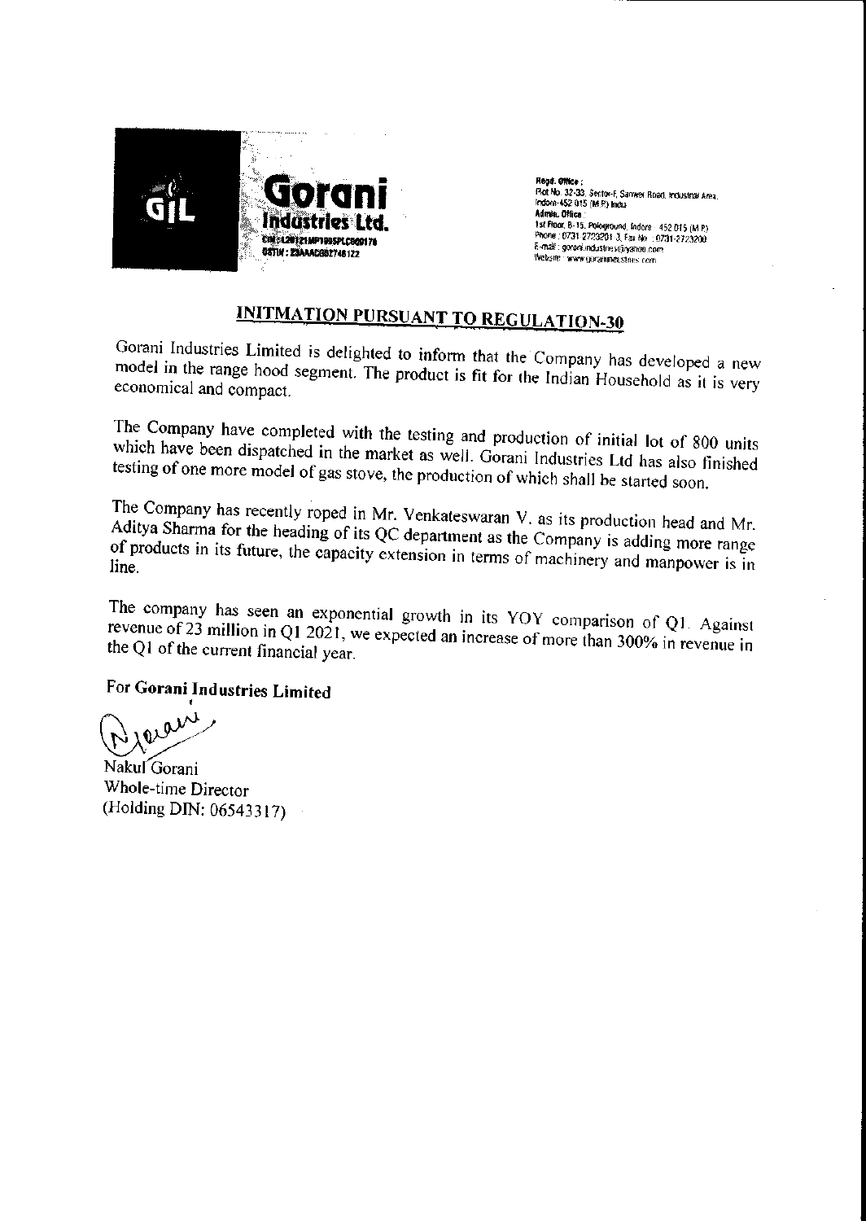**Gorani Industries Ltd.**

CIN : L28121MP1995PLC009170
GSTIN : 23AAACG6274B1Z2

**Regd. Office :**
Plot No. 32-33, Sector-F, Sanwer Road, Industrial Area, Indore-452 015 (M.P.) India
**Admin. Office :**
1st Floor, B-15, Pologround, Indore - 452 015 (M.P.)
Phone : 0731 2723201-3, Fax No. : 0731-2723200
E-mail : gorani.industries@yahoo.com
Website : www.goraniindustries.com

## INITMATION PURSUANT TO REGULATION-30

Gorani Industries Limited is delighted to inform that the Company has developed a new model in the range hood segment. The product is fit for the Indian Household as it is very economical and compact.

The Company have completed with the testing and production of initial lot of 800 units which have been dispatched in the market as well. Gorani Industries Ltd has also finished testing of one more model of gas stove, the production of which shall be started soon.

The Company has recently roped in Mr. Venkateswaran V. as its production head and Mr. Aditya Sharma for the heading of its QC department as the Company is adding more range of products in its future, the capacity extension in terms of machinery and manpower is in line.

The company has seen an exponential growth in its YOY comparison of Q1. Against revenue of 23 million in Q1 2021, we expected an increase of more than 300% in revenue in the Q1 of the current financial year.

**For Gorani Industries Limited**

Nakul Gorani
Whole-time Director
(Holding DIN: 06543317)